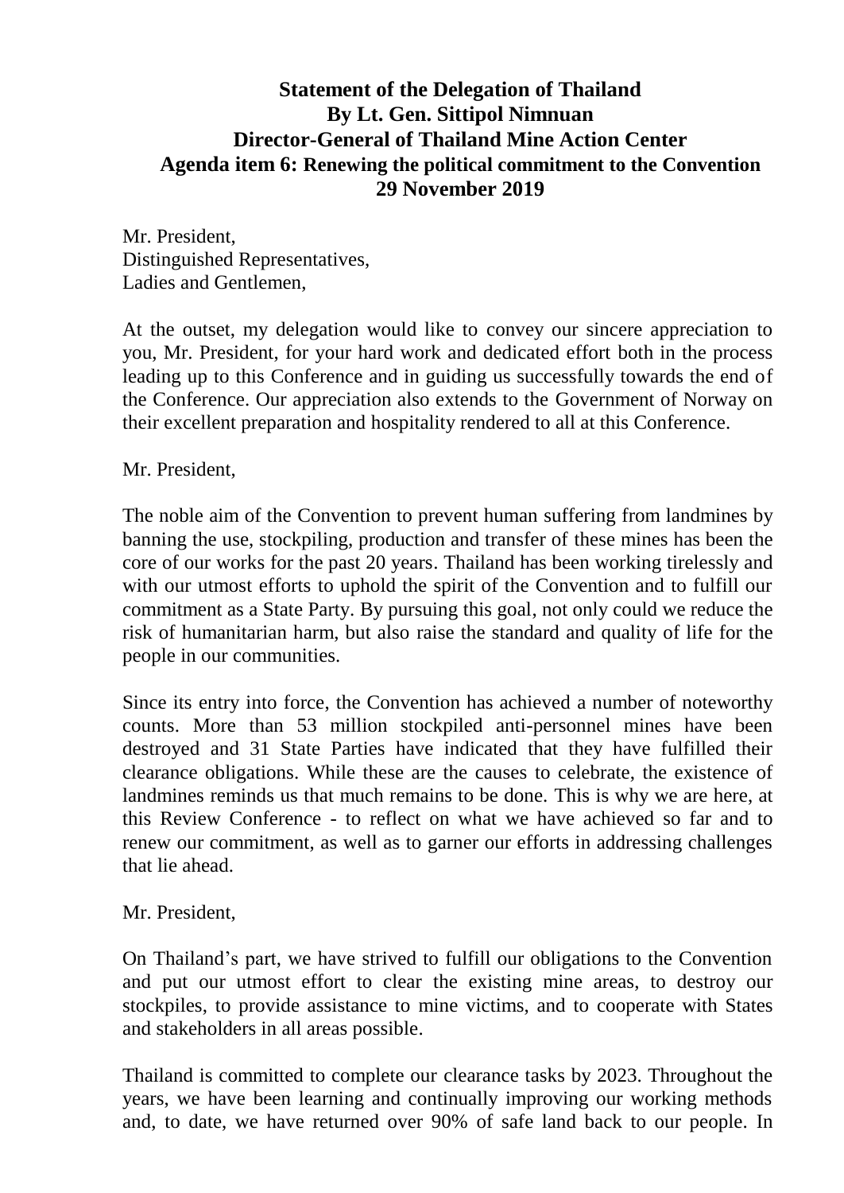**Statement of the Delegation of Thailand**
**By Lt. Gen. Sittipol Nimnuan**
**Director-General of Thailand Mine Action Center**
**Agenda item 6: Renewing the political commitment to the Convention**
**29 November 2019**

Mr. President,
Distinguished Representatives,
Ladies and Gentlemen,

At the outset, my delegation would like to convey our sincere appreciation to you, Mr. President, for your hard work and dedicated effort both in the process leading up to this Conference and in guiding us successfully towards the end of the Conference. Our appreciation also extends to the Government of Norway on their excellent preparation and hospitality rendered to all at this Conference.

Mr. President,

The noble aim of the Convention to prevent human suffering from landmines by banning the use, stockpiling, production and transfer of these mines has been the core of our works for the past 20 years. Thailand has been working tirelessly and with our utmost efforts to uphold the spirit of the Convention and to fulfill our commitment as a State Party. By pursuing this goal, not only could we reduce the risk of humanitarian harm, but also raise the standard and quality of life for the people in our communities.

Since its entry into force, the Convention has achieved a number of noteworthy counts. More than 53 million stockpiled anti-personnel mines have been destroyed and 31 State Parties have indicated that they have fulfilled their clearance obligations. While these are the causes to celebrate, the existence of landmines reminds us that much remains to be done. This is why we are here, at this Review Conference - to reflect on what we have achieved so far and to renew our commitment, as well as to garner our efforts in addressing challenges that lie ahead.

Mr. President,

On Thailand's part, we have strived to fulfill our obligations to the Convention and put our utmost effort to clear the existing mine areas, to destroy our stockpiles, to provide assistance to mine victims, and to cooperate with States and stakeholders in all areas possible.

Thailand is committed to complete our clearance tasks by 2023. Throughout the years, we have been learning and continually improving our working methods and, to date, we have returned over 90% of safe land back to our people. In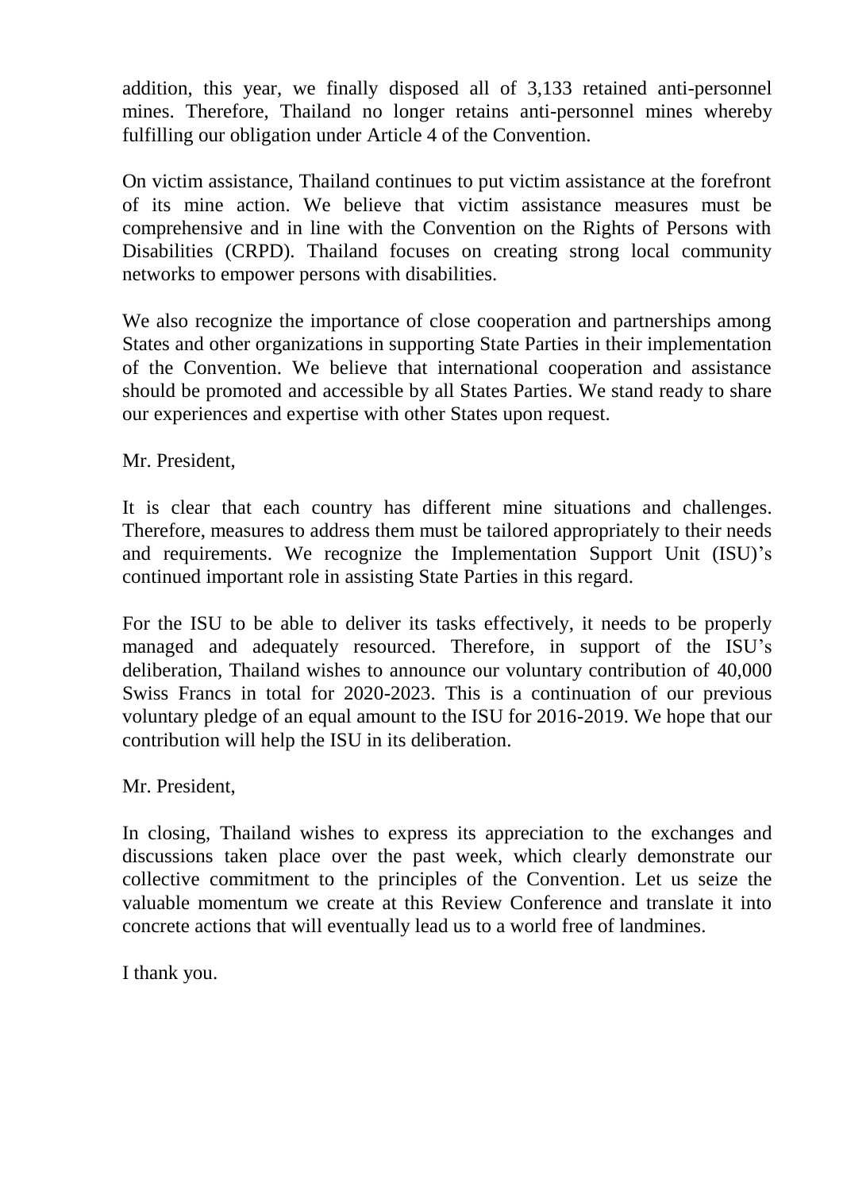addition, this year, we finally disposed all of 3,133 retained anti-personnel mines. Therefore, Thailand no longer retains anti-personnel mines whereby fulfilling our obligation under Article 4 of the Convention.

On victim assistance, Thailand continues to put victim assistance at the forefront of its mine action. We believe that victim assistance measures must be comprehensive and in line with the Convention on the Rights of Persons with Disabilities (CRPD). Thailand focuses on creating strong local community networks to empower persons with disabilities.

We also recognize the importance of close cooperation and partnerships among States and other organizations in supporting State Parties in their implementation of the Convention. We believe that international cooperation and assistance should be promoted and accessible by all States Parties. We stand ready to share our experiences and expertise with other States upon request.

Mr. President,

It is clear that each country has different mine situations and challenges. Therefore, measures to address them must be tailored appropriately to their needs and requirements. We recognize the Implementation Support Unit (ISU)'s continued important role in assisting State Parties in this regard.

For the ISU to be able to deliver its tasks effectively, it needs to be properly managed and adequately resourced. Therefore, in support of the ISU's deliberation, Thailand wishes to announce our voluntary contribution of 40,000 Swiss Francs in total for 2020-2023. This is a continuation of our previous voluntary pledge of an equal amount to the ISU for 2016-2019. We hope that our contribution will help the ISU in its deliberation.

Mr. President,

In closing, Thailand wishes to express its appreciation to the exchanges and discussions taken place over the past week, which clearly demonstrate our collective commitment to the principles of the Convention. Let us seize the valuable momentum we create at this Review Conference and translate it into concrete actions that will eventually lead us to a world free of landmines.

I thank you.